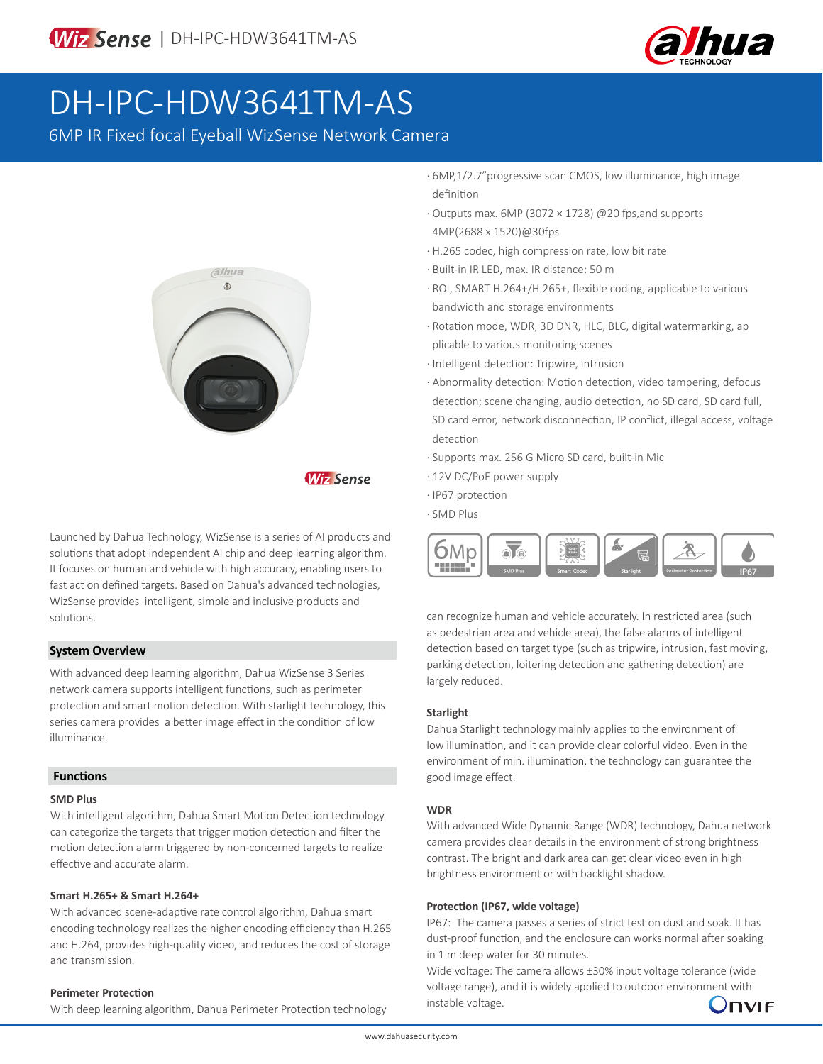WizSense | DH-IPC-HDW3641TM-AS

# DH-IPC-HDW3641TM-AS

6MP IR Fixed focal Eyeball WizSense Network Camera

· 6MP,1/2.7"progressive scan CMOS, low illuminance, high image definition
· Outputs max. 6MP (3072 × 1728) @20 fps,and supports 4MP(2688 x 1520)@30fps
· H.265 codec, high compression rate, low bit rate
· Built-in IR LED, max. IR distance: 50 m
· ROI, SMART H.264+/H.265+, flexible coding, applicable to various bandwidth and storage environments
· Rotation mode, WDR, 3D DNR, HLC, BLC, digital watermarking, applicable to various monitoring scenes
· Intelligent detection: Tripwire, intrusion
· Abnormality detection: Motion detection, video tampering, defocus detection; scene changing, audio detection, no SD card, SD card full, SD card error, network disconnection, IP conflict, illegal access, voltage detection
· Supports max. 256 G Micro SD card, built-in Mic
· 12V DC/PoE power supply
· IP67 protection
· SMD Plus

6Mp | SMD Plus | Smart Codec | Starlight | Perimeter Protection | IP67

Launched by Dahua Technology, WizSense is a series of AI products and solutions that adopt independent AI chip and deep learning algorithm. It focuses on human and vehicle with high accuracy, enabling users to fast act on defined targets. Based on Dahua's advanced technologies, WizSense provides intelligent, simple and inclusive products and solutions.

## System Overview

With advanced deep learning algorithm, Dahua WizSense 3 Series network camera supports intelligent functions, such as perimeter protection and smart motion detection. With starlight technology, this series camera provides a better image effect in the condition of low illuminance.

## Functions

### SMD Plus

With intelligent algorithm, Dahua Smart Motion Detection technology can categorize the targets that trigger motion detection and filter the motion detection alarm triggered by non-concerned targets to realize effective and accurate alarm.

### Smart H.265+ & Smart H.264+

With advanced scene-adaptive rate control algorithm, Dahua smart encoding technology realizes the higher encoding efficiency than H.265 and H.264, provides high-quality video, and reduces the cost of storage and transmission.

### Perimeter Protection

With deep learning algorithm, Dahua Perimeter Protection technology can recognize human and vehicle accurately. In restricted area (such as pedestrian area and vehicle area), the false alarms of intelligent detection based on target type (such as tripwire, intrusion, fast moving, parking detection, loitering detection and gathering detection) are largely reduced.

### Starlight

Dahua Starlight technology mainly applies to the environment of low illumination, and it can provide clear colorful video. Even in the environment of min. illumination, the technology can guarantee the good image effect.

### WDR

With advanced Wide Dynamic Range (WDR) technology, Dahua network camera provides clear details in the environment of strong brightness contrast. The bright and dark area can get clear video even in high brightness environment or with backlight shadow.

### Protection (IP67, wide voltage)

IP67: The camera passes a series of strict test on dust and soak. It has dust-proof function, and the enclosure can works normal after soaking in 1 m deep water for 30 minutes.

Wide voltage: The camera allows ±30% input voltage tolerance (wide voltage range), and it is widely applied to outdoor environment with instable voltage.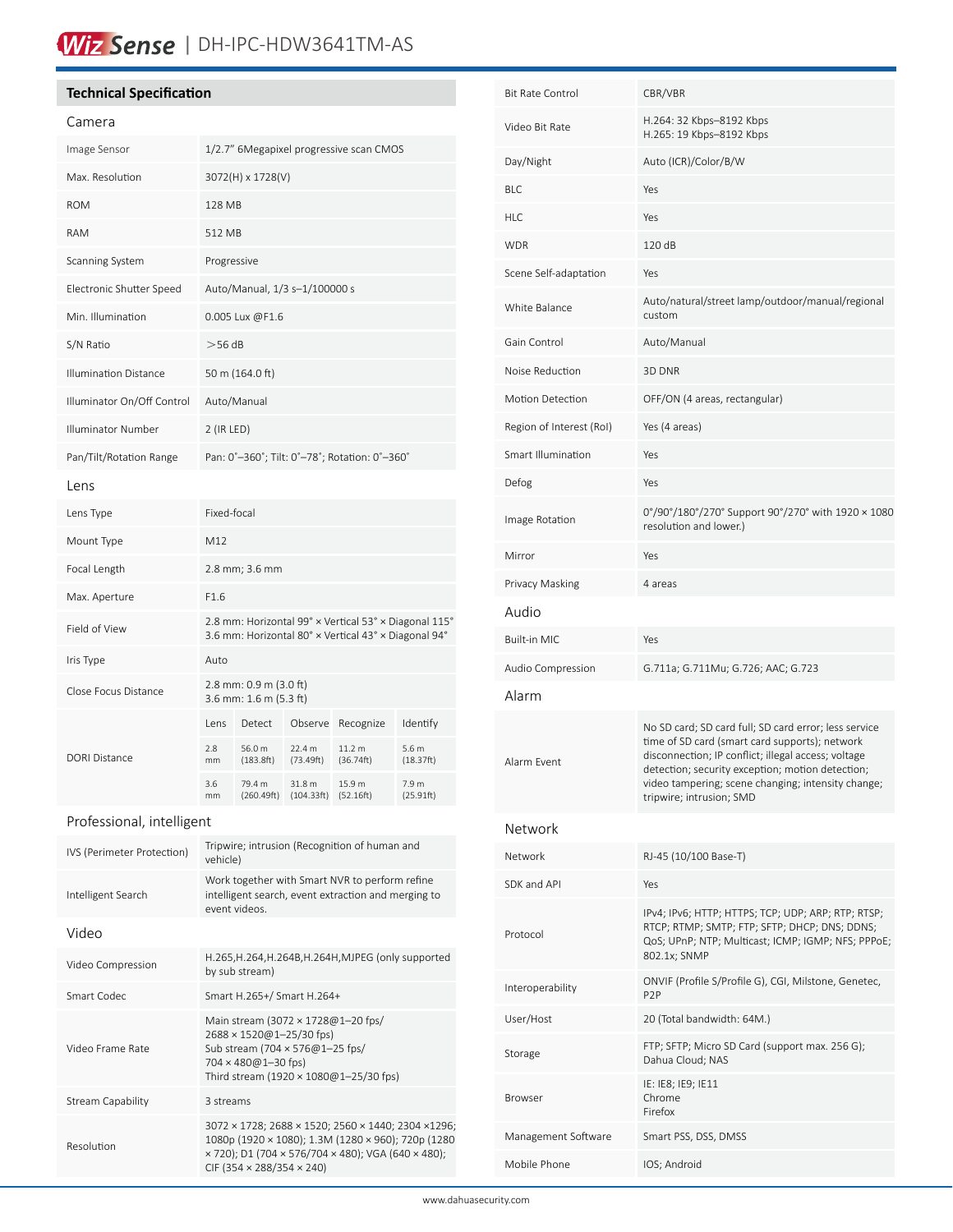# WizSense | DH-IPC-HDW3641TM-AS

## Technical Specification

### Camera

| | |
|---|---|
| Image Sensor | 1/2.7" 6Megapixel progressive scan CMOS |
| Max. Resolution | 3072(H) x 1728(V) |
| ROM | 128 MB |
| RAM | 512 MB |
| Scanning System | Progressive |
| Electronic Shutter Speed | Auto/Manual, 1/3 s–1/100000 s |
| Min. Illumination | 0.005 Lux @F1.6 |
| S/N Ratio | >56 dB |
| Illumination Distance | 50 m (164.0 ft) |
| Illuminator On/Off Control | Auto/Manual |
| Illuminator Number | 2 (IR LED) |
| Pan/Tilt/Rotation Range | Pan: 0°–360°; Tilt: 0°–78°; Rotation: 0°–360° |

### Lens

| | |
|---|---|
| Lens Type | Fixed-focal |
| Mount Type | M12 |
| Focal Length | 2.8 mm; 3.6 mm |
| Max. Aperture | F1.6 |
| Field of View | 2.8 mm: Horizontal 99° × Vertical 53° × Diagonal 115°<br>3.6 mm: Horizontal 80° × Vertical 43° × Diagonal 94° |
| Iris Type | Auto |
| Close Focus Distance | 2.8 mm: 0.9 m (3.0 ft)<br>3.6 mm: 1.6 m (5.3 ft) |

DORI Distance

| Lens | Detect | Observe | Recognize | Identify |
|---|---|---|---|---|
| 2.8 mm | 56.0 m (183.8ft) | 22.4 m (73.49ft) | 11.2 m (36.74ft) | 5.6 m (18.37ft) |
| 3.6 mm | 79.4 m (260.49ft) | 31.8 m (104.33ft) | 15.9 m (52.16ft) | 7.9 m (25.91ft) |

### Professional, intelligent

| | |
|---|---|
| IVS (Perimeter Protection) | Tripwire; intrusion (Recognition of human and vehicle) |
| Intelligent Search | Work together with Smart NVR to perform refine intelligent search, event extraction and merging to event videos. |

### Video

| | |
|---|---|
| Video Compression | H.265,H.264,H.264B,H.264H,MJPEG (only supported by sub stream) |
| Smart Codec | Smart H.265+/ Smart H.264+ |
| Video Frame Rate | Main stream (3072 × 1728@1–20 fps/<br>2688 × 1520@1–25/30 fps)<br>Sub stream (704 × 576@1–25 fps/<br>704 × 480@1–30 fps)<br>Third stream (1920 × 1080@1–25/30 fps) |
| Stream Capability | 3 streams |
| Resolution | 3072 × 1728; 2688 × 1520; 2560 × 1440; 2304 ×1296; 1080p (1920 × 1080); 1.3M (1280 × 960); 720p (1280 × 720); D1 (704 × 576/704 × 480); VGA (640 × 480); CIF (354 × 288/354 × 240) |
| Bit Rate Control | CBR/VBR |
| Video Bit Rate | H.264: 32 Kbps–8192 Kbps<br>H.265: 19 Kbps–8192 Kbps |
| Day/Night | Auto (ICR)/Color/B/W |
| BLC | Yes |
| HLC | Yes |
| WDR | 120 dB |
| Scene Self-adaptation | Yes |
| White Balance | Auto/natural/street lamp/outdoor/manual/regional custom |
| Gain Control | Auto/Manual |
| Noise Reduction | 3D DNR |
| Motion Detection | OFF/ON (4 areas, rectangular) |
| Region of Interest (RoI) | Yes (4 areas) |
| Smart Illumination | Yes |
| Defog | Yes |
| Image Rotation | 0°/90°/180°/270° Support 90°/270° with 1920 × 1080 resolution and lower.) |
| Mirror | Yes |
| Privacy Masking | 4 areas |

### Audio

| | |
|---|---|
| Built-in MIC | Yes |
| Audio Compression | G.711a; G.711Mu; G.726; AAC; G.723 |

### Alarm

| | |
|---|---|
| Alarm Event | No SD card; SD card full; SD card error; less service time of SD card (smart card supports); network disconnection; IP conflict; illegal access; voltage detection; security exception; motion detection; video tampering; scene changing; intensity change; tripwire; intrusion; SMD |

### Network

| | |
|---|---|
| Network | RJ-45 (10/100 Base-T) |
| SDK and API | Yes |
| Protocol | IPv4; IPv6; HTTP; HTTPS; TCP; UDP; ARP; RTP; RTSP; RTCP; RTMP; SMTP; FTP; SFTP; DHCP; DNS; DDNS; QoS; UPnP; NTP; Multicast; ICMP; IGMP; NFS; PPPoE; 802.1x; SNMP |
| Interoperability | ONVIF (Profile S/Profile G), CGI, Milstone, Genetec, P2P |
| User/Host | 20 (Total bandwidth: 64M.) |
| Storage | FTP; SFTP; Micro SD Card (support max. 256 G); Dahua Cloud; NAS |
| Browser | IE: IE8; IE9; IE11<br>Chrome<br>Firefox |
| Management Software | Smart PSS, DSS, DMSS |
| Mobile Phone | IOS; Android |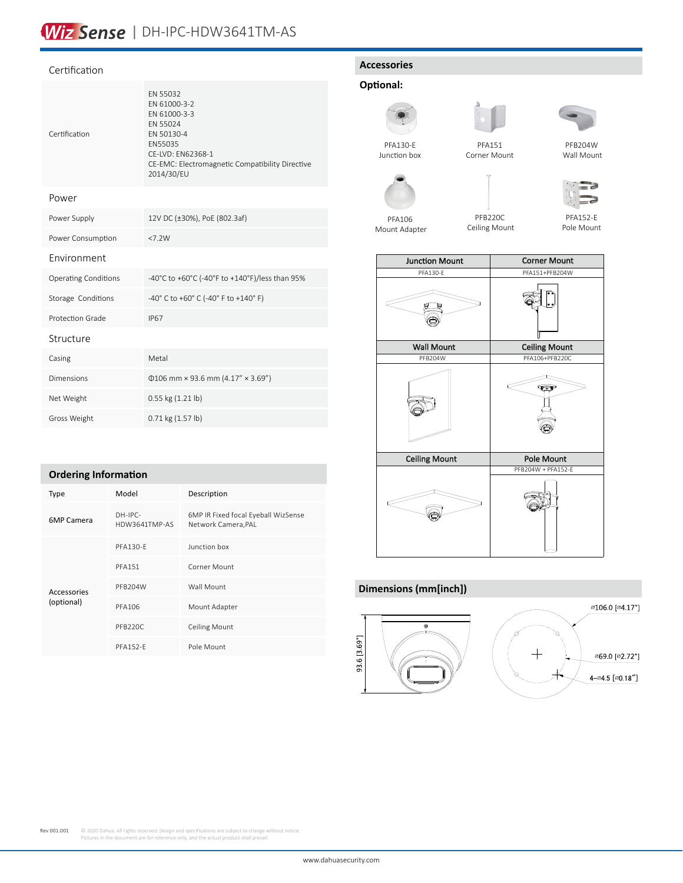## Certification

| | |
|---|---|
| Certification | EN 55032<br>EN 61000-3-2<br>EN 61000-3-3<br>EN 55024<br>EN 50130-4<br>EN55035<br>CE-LVD: EN62368-1<br>CE-EMC: Electromagnetic Compatibility Directive 2014/30/EU |

## Power

| | |
|---|---|
| Power Supply | 12V DC (±30%), PoE (802.3af) |
| Power Consumption | <7.2W |

## Environment

| | |
|---|---|
| Operating Conditions | -40°C to +60°C (-40°F to +140°F)/less than 95% |
| Storage Conditions | -40° C to +60° C (-40° F to +140° F) |
| Protection Grade | IP67 |

## Structure

| | |
|---|---|
| Casing | Metal |
| Dimensions | Φ106 mm × 93.6 mm (4.17" × 3.69") |
| Net Weight | 0.55 kg (1.21 lb) |
| Gross Weight | 0.71 kg (1.57 lb) |

## Ordering Information

| Type | Model | Description |
|---|---|---|
| 6MP Camera | DH-IPC-HDW3641TMP-AS | 6MP IR Fixed focal Eyeball WizSense Network Camera,PAL |
| Accessories (optional) | PFA130-E | Junction box |
| | PFA151 | Corner Mount |
| | PFB204W | Wall Mount |
| | PFA106 | Mount Adapter |
| | PFB220C | Ceiling Mount |
| | PFA152-E | Pole Mount |

## Accessories

**Optional:**

PFA130-E
Junction box

PFA151
Corner Mount

PFB204W
Wall Mount

PFA106
Mount Adapter

PFB220C
Ceiling Mount

PFA152-E
Pole Mount

| Junction Mount | Corner Mount |
|---|---|
| PFA130-E | PFA151+PFB204W |
| **Wall Mount** | **Ceiling Mount** |
| PFB204W | PFA106+PFB220C |
| **Ceiling Mount** | **Pole Mount** |
| | PFB204W + PFA152-E |

## Dimensions (mm[inch])

93.6 [3.69"]

⌀106.0 [⌀4.17"]

⌀69.0 [⌀2.72"]

4–⌀4.5 [⌀0.18"]

Rev 001.001 © 2020 Dahua. All rights reserved. Design and specifications are subject to change without notice. Pictures in the document are for reference only, and the actual product shall prevail.

www.dahuasecurity.com